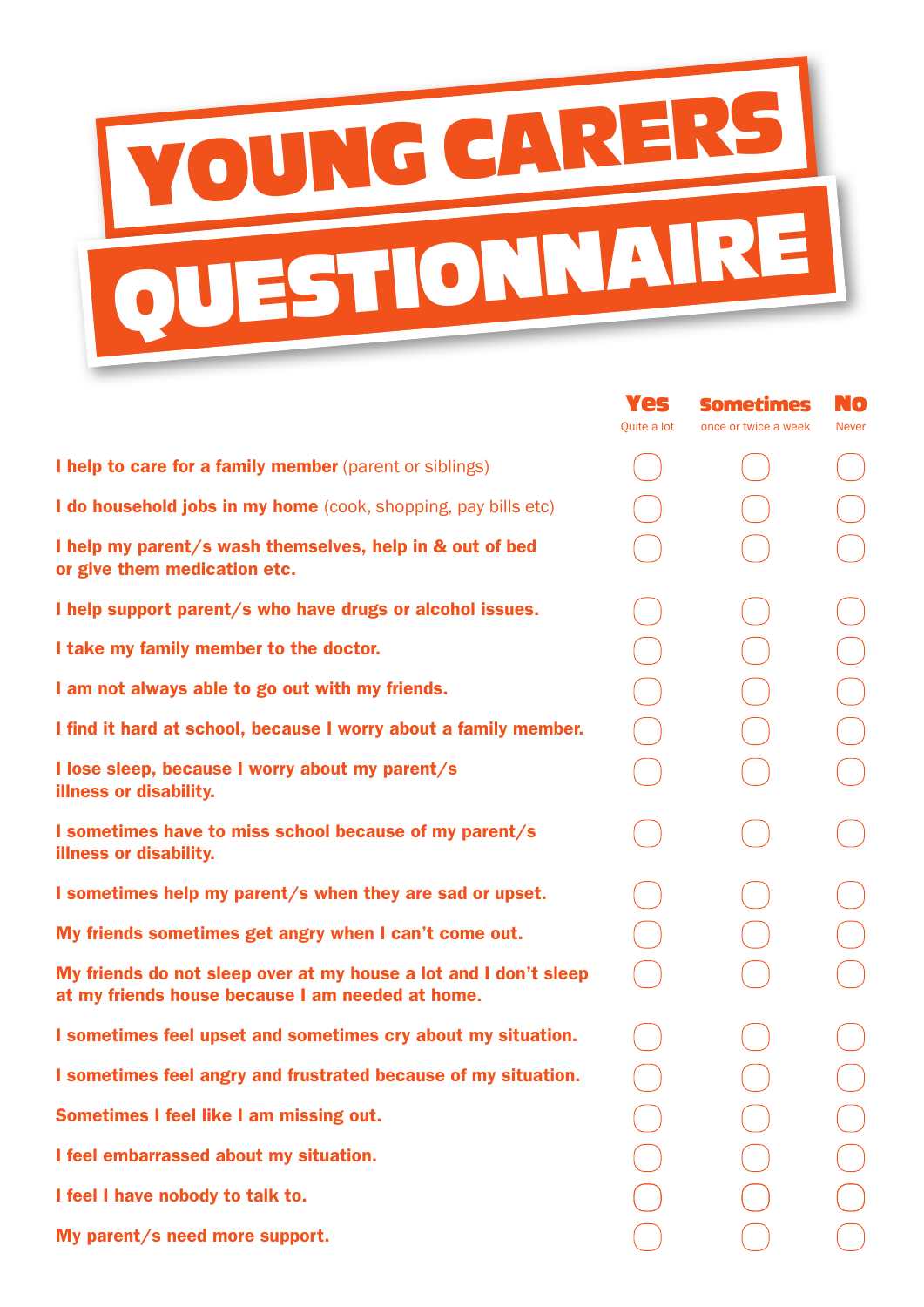# YOUNG CARERS QUESTIONNAIRE

| | Yes<br>Quite a lot | Sometimes<br>once or twice a week | No<br>Never |
|---|---|---|---|
| **I help to care for a family member** (parent or siblings) | ☐ | ☐ | ☐ |
| **I do household jobs in my home** (cook, shopping, pay bills etc) | ☐ | ☐ | ☐ |
| **I help my parent/s wash themselves, help in & out of bed or give them medication etc.** | ☐ | ☐ | ☐ |
| **I help support parent/s who have drugs or alcohol issues.** | ☐ | ☐ | ☐ |
| **I take my family member to the doctor.** | ☐ | ☐ | ☐ |
| **I am not always able to go out with my friends.** | ☐ | ☐ | ☐ |
| **I find it hard at school, because I worry about a family member.** | ☐ | ☐ | ☐ |
| **I lose sleep, because I worry about my parent/s illness or disability.** | ☐ | ☐ | ☐ |
| **I sometimes have to miss school because of my parent/s illness or disability.** | ☐ | ☐ | ☐ |
| **I sometimes help my parent/s when they are sad or upset.** | ☐ | ☐ | ☐ |
| **My friends sometimes get angry when I can't come out.** | ☐ | ☐ | ☐ |
| **My friends do not sleep over at my house a lot and I don't sleep at my friends house because I am needed at home.** | ☐ | ☐ | ☐ |
| **I sometimes feel upset and sometimes cry about my situation.** | ☐ | ☐ | ☐ |
| **I sometimes feel angry and frustrated because of my situation.** | ☐ | ☐ | ☐ |
| **Sometimes I feel like I am missing out.** | ☐ | ☐ | ☐ |
| **I feel embarrassed about my situation.** | ☐ | ☐ | ☐ |
| **I feel I have nobody to talk to.** | ☐ | ☐ | ☐ |
| **My parent/s need more support.** | ☐ | ☐ | ☐ |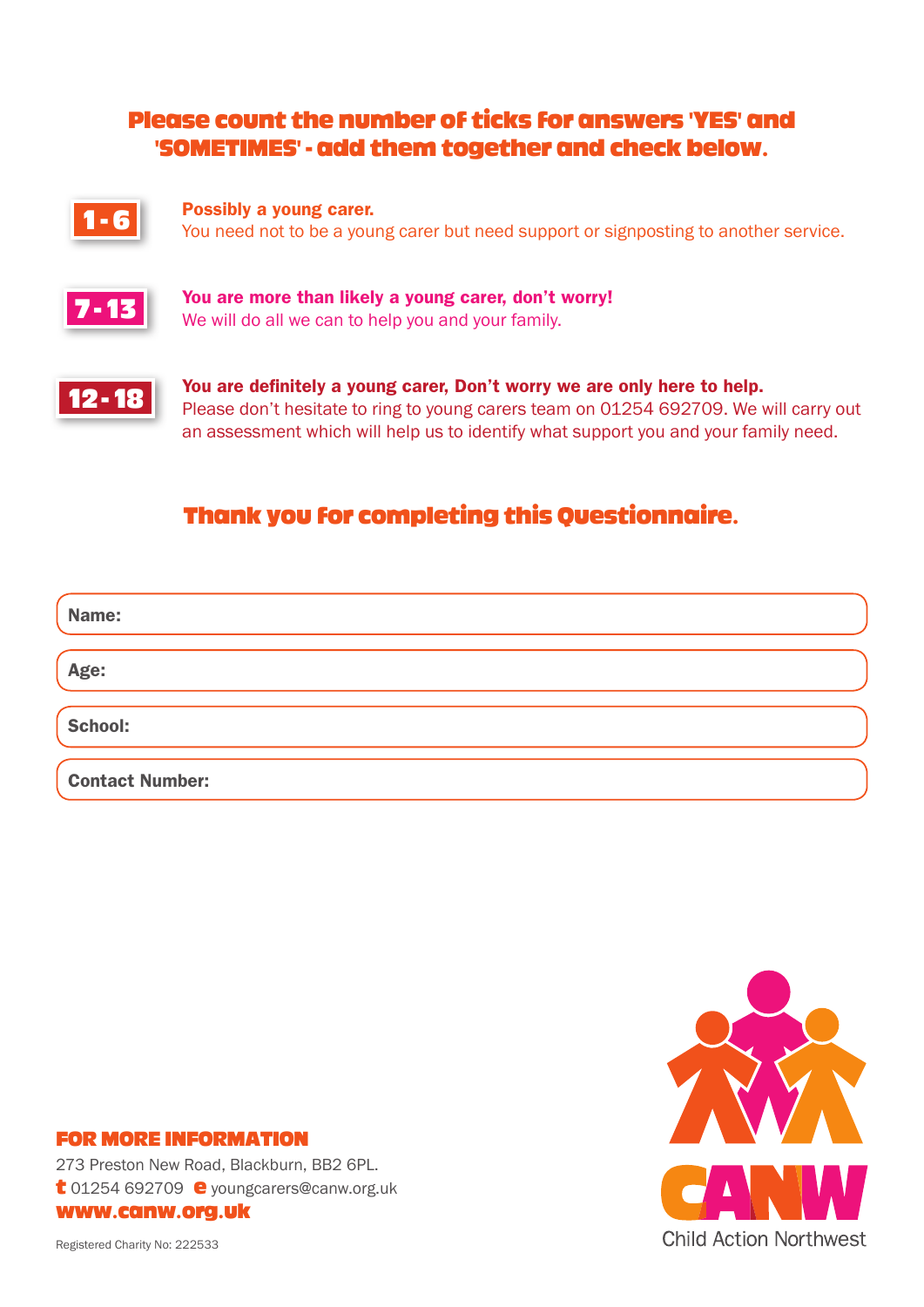## Please count the number of ticks for answers 'YES' and 'SOMETIMES' - add them together and check below.

**1 - 6**

**Possibly a young carer.**
You need not to be a young carer but need support or signposting to another service.

**7 - 13**

**You are more than likely a young carer, don't worry!**
We will do all we can to help you and your family.

**12 - 18**

**You are definitely a young carer, Don't worry we are only here to help.**
Please don't hesitate to ring to young carers team on 01254 692709. We will carry out an assessment which will help us to identify what support you and your family need.

## Thank you for completing this Questionnaire.

**Name:**

**Age:**

**School:**

**Contact Number:**

**FOR MORE INFORMATION**

273 Preston New Road, Blackburn, BB2 6PL.
t 01254 692709 e youngcarers@canw.org.uk
**www.canw.org.uk**

Registered Charity No: 222533

CANW
Child Action Northwest